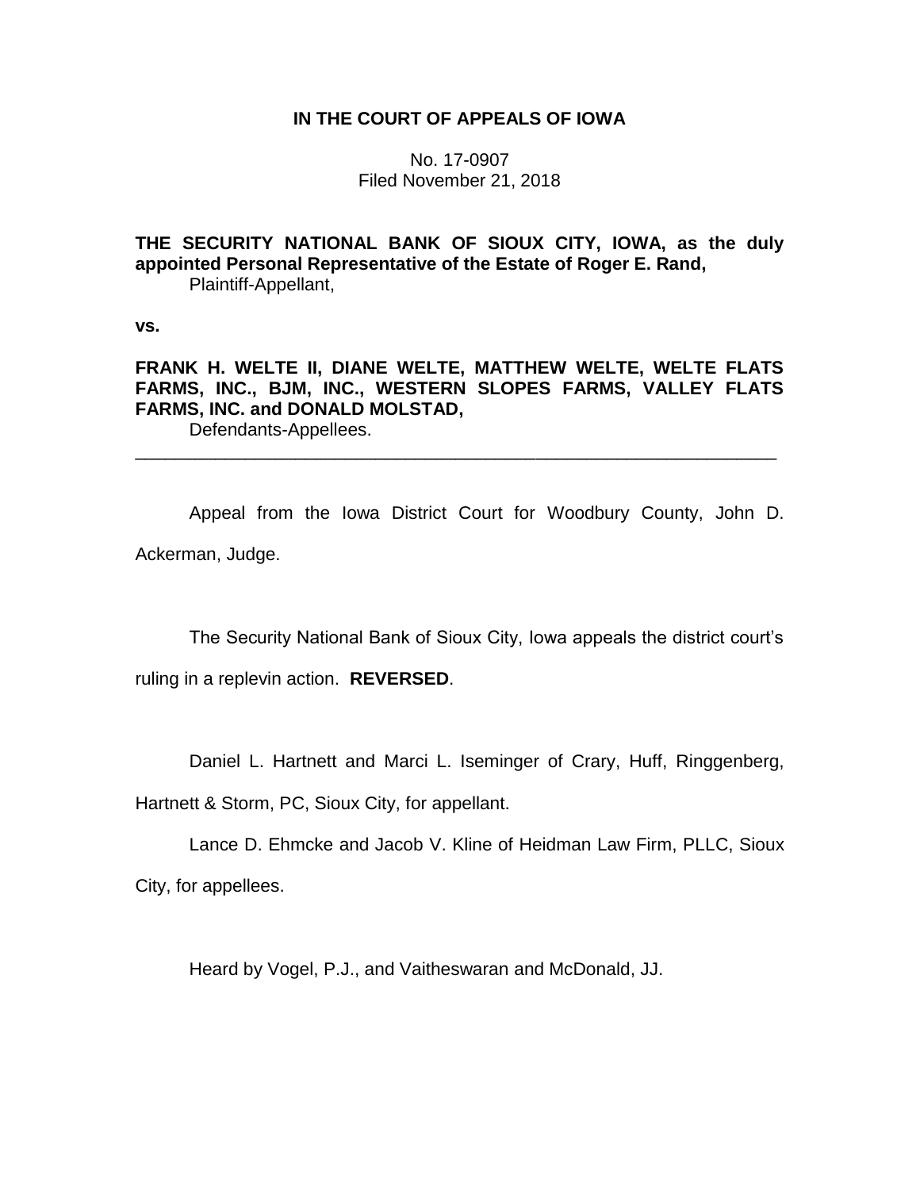**IN THE COURT OF APPEALS OF IOWA**

No. 17-0907
Filed November 21, 2018

**THE SECURITY NATIONAL BANK OF SIOUX CITY, IOWA, as the duly appointed Personal Representative of the Estate of Roger E. Rand,**
Plaintiff-Appellant,

**vs.**

**FRANK H. WELTE II, DIANE WELTE, MATTHEW WELTE, WELTE FLATS FARMS, INC., BJM, INC., WESTERN SLOPES FARMS, VALLEY FLATS FARMS, INC. and DONALD MOLSTAD,**
Defendants-Appellees.

---

Appeal from the Iowa District Court for Woodbury County, John D. Ackerman, Judge.

The Security National Bank of Sioux City, Iowa appeals the district court's ruling in a replevin action. **REVERSED**.

Daniel L. Hartnett and Marci L. Iseminger of Crary, Huff, Ringgenberg, Hartnett & Storm, PC, Sioux City, for appellant.

Lance D. Ehmcke and Jacob V. Kline of Heidman Law Firm, PLLC, Sioux City, for appellees.

Heard by Vogel, P.J., and Vaitheswaran and McDonald, JJ.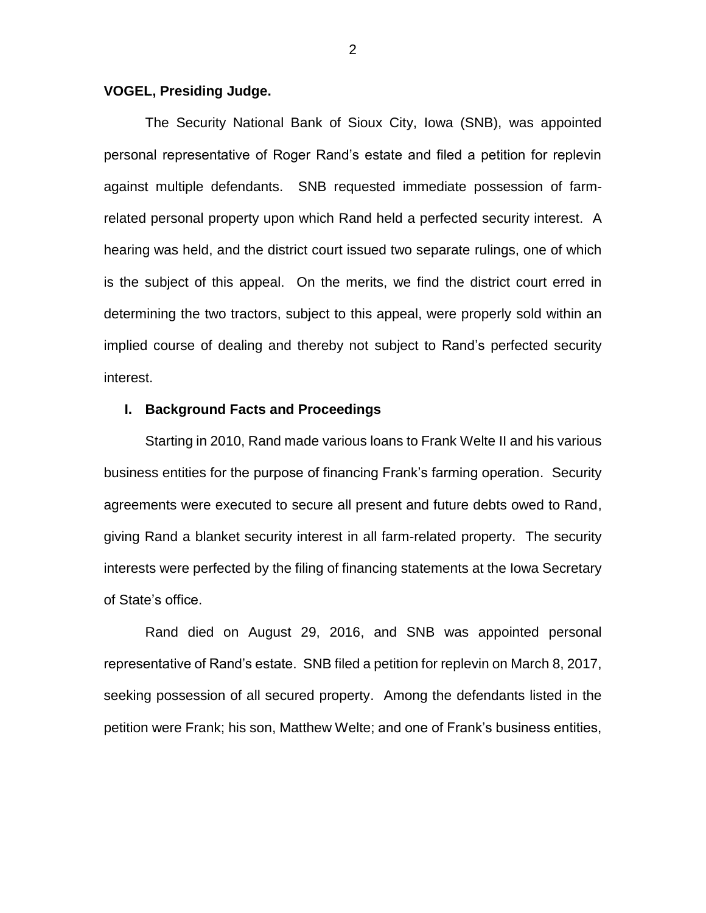**VOGEL, Presiding Judge.**

The Security National Bank of Sioux City, Iowa (SNB), was appointed personal representative of Roger Rand's estate and filed a petition for replevin against multiple defendants. SNB requested immediate possession of farm-related personal property upon which Rand held a perfected security interest. A hearing was held, and the district court issued two separate rulings, one of which is the subject of this appeal. On the merits, we find the district court erred in determining the two tractors, subject to this appeal, were properly sold within an implied course of dealing and thereby not subject to Rand's perfected security interest.

## I. Background Facts and Proceedings

Starting in 2010, Rand made various loans to Frank Welte II and his various business entities for the purpose of financing Frank's farming operation. Security agreements were executed to secure all present and future debts owed to Rand, giving Rand a blanket security interest in all farm-related property. The security interests were perfected by the filing of financing statements at the Iowa Secretary of State's office.

Rand died on August 29, 2016, and SNB was appointed personal representative of Rand's estate. SNB filed a petition for replevin on March 8, 2017, seeking possession of all secured property. Among the defendants listed in the petition were Frank; his son, Matthew Welte; and one of Frank's business entities,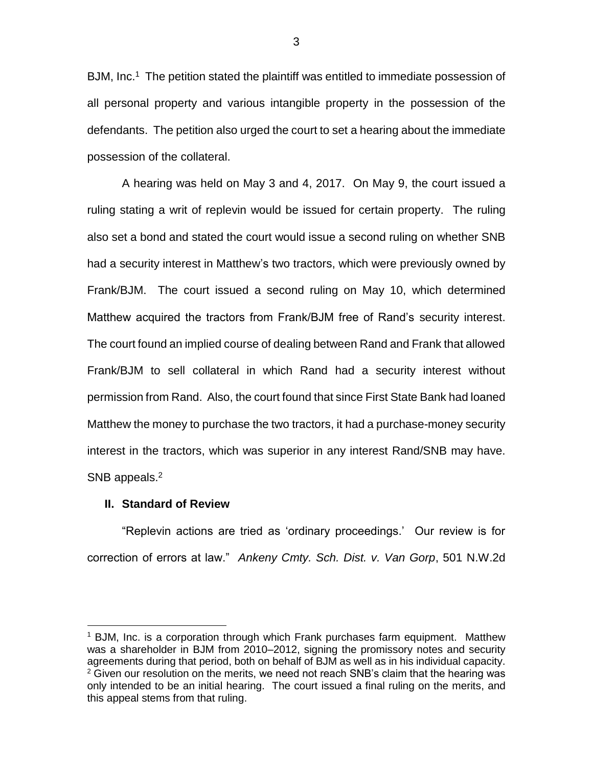BJM, Inc.[1] The petition stated the plaintiff was entitled to immediate possession of all personal property and various intangible property in the possession of the defendants. The petition also urged the court to set a hearing about the immediate possession of the collateral.

A hearing was held on May 3 and 4, 2017. On May 9, the court issued a ruling stating a writ of replevin would be issued for certain property. The ruling also set a bond and stated the court would issue a second ruling on whether SNB had a security interest in Matthew's two tractors, which were previously owned by Frank/BJM. The court issued a second ruling on May 10, which determined Matthew acquired the tractors from Frank/BJM free of Rand's security interest. The court found an implied course of dealing between Rand and Frank that allowed Frank/BJM to sell collateral in which Rand had a security interest without permission from Rand. Also, the court found that since First State Bank had loaned Matthew the money to purchase the two tractors, it had a purchase-money security interest in the tractors, which was superior in any interest Rand/SNB may have. SNB appeals.[2]

## II. Standard of Review

"Replevin actions are tried as 'ordinary proceedings.' Our review is for correction of errors at law." *Ankeny Cmty. Sch. Dist. v. Van Gorp*, 501 N.W.2d

---

[1] BJM, Inc. is a corporation through which Frank purchases farm equipment. Matthew was a shareholder in BJM from 2010–2012, signing the promissory notes and security agreements during that period, both on behalf of BJM as well as in his individual capacity.

[2] Given our resolution on the merits, we need not reach SNB's claim that the hearing was only intended to be an initial hearing. The court issued a final ruling on the merits, and this appeal stems from that ruling.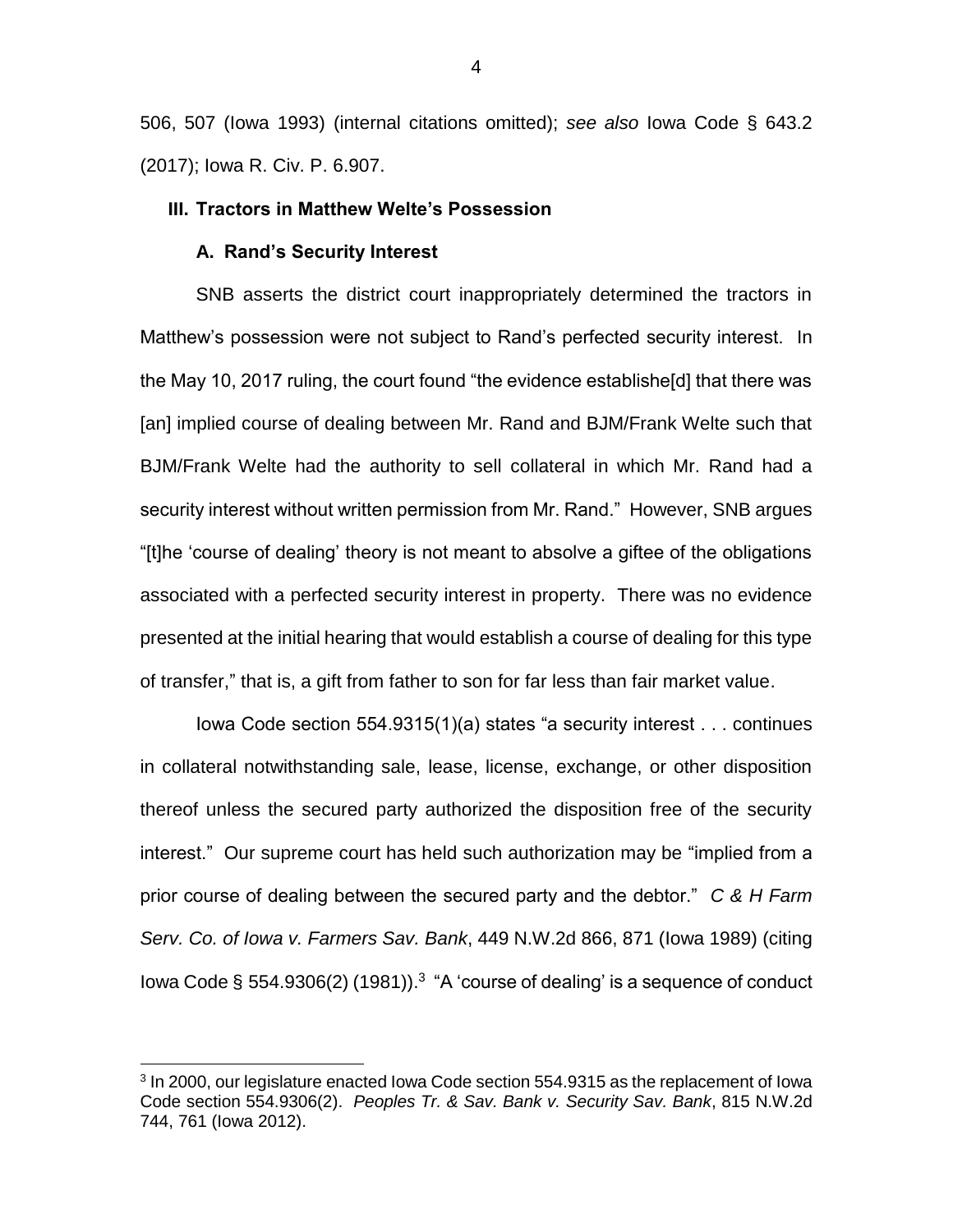506, 507 (Iowa 1993) (internal citations omitted); *see also* Iowa Code § 643.2 (2017); Iowa R. Civ. P. 6.907.

## III. Tractors in Matthew Welte's Possession

### A. Rand's Security Interest

SNB asserts the district court inappropriately determined the tractors in Matthew's possession were not subject to Rand's perfected security interest. In the May 10, 2017 ruling, the court found "the evidence establishe[d] that there was [an] implied course of dealing between Mr. Rand and BJM/Frank Welte such that BJM/Frank Welte had the authority to sell collateral in which Mr. Rand had a security interest without written permission from Mr. Rand." However, SNB argues "[t]he 'course of dealing' theory is not meant to absolve a giftee of the obligations associated with a perfected security interest in property. There was no evidence presented at the initial hearing that would establish a course of dealing for this type of transfer," that is, a gift from father to son for far less than fair market value.

Iowa Code section 554.9315(1)(a) states "a security interest . . . continues in collateral notwithstanding sale, lease, license, exchange, or other disposition thereof unless the secured party authorized the disposition free of the security interest." Our supreme court has held such authorization may be "implied from a prior course of dealing between the secured party and the debtor." *C & H Farm Serv. Co. of Iowa v. Farmers Sav. Bank*, 449 N.W.2d 866, 871 (Iowa 1989) (citing Iowa Code § 554.9306(2) (1981)).[3] "A 'course of dealing' is a sequence of conduct

[3] In 2000, our legislature enacted Iowa Code section 554.9315 as the replacement of Iowa Code section 554.9306(2). *Peoples Tr. & Sav. Bank v. Security Sav. Bank*, 815 N.W.2d 744, 761 (Iowa 2012).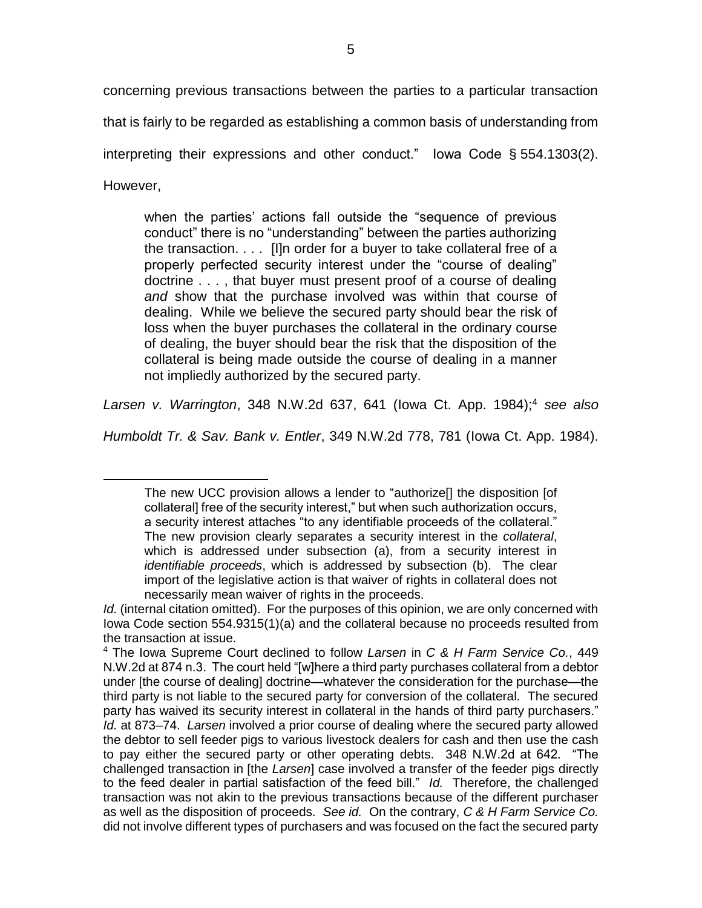concerning previous transactions between the parties to a particular transaction that is fairly to be regarded as establishing a common basis of understanding from interpreting their expressions and other conduct." Iowa Code § 554.1303(2). However,

> when the parties' actions fall outside the "sequence of previous conduct" there is no "understanding" between the parties authorizing the transaction. . . . [I]n order for a buyer to take collateral free of a properly perfected security interest under the "course of dealing" doctrine . . . , that buyer must present proof of a course of dealing *and* show that the purchase involved was within that course of dealing. While we believe the secured party should bear the risk of loss when the buyer purchases the collateral in the ordinary course of dealing, the buyer should bear the risk that the disposition of the collateral is being made outside the course of dealing in a manner not impliedly authorized by the secured party.

*Larsen v. Warrington*, 348 N.W.2d 637, 641 (Iowa Ct. App. 1984);[4] *see also Humboldt Tr. & Sav. Bank v. Entler*, 349 N.W.2d 778, 781 (Iowa Ct. App. 1984).

---

> The new UCC provision allows a lender to "authorize[] the disposition [of collateral] free of the security interest," but when such authorization occurs, a security interest attaches "to any identifiable proceeds of the collateral." The new provision clearly separates a security interest in the *collateral*, which is addressed under subsection (a), from a security interest in *identifiable proceeds*, which is addressed by subsection (b). The clear import of the legislative action is that waiver of rights in collateral does not necessarily mean waiver of rights in the proceeds.

*Id.* (internal citation omitted). For the purposes of this opinion, we are only concerned with Iowa Code section 554.9315(1)(a) and the collateral because no proceeds resulted from the transaction at issue.

[4] The Iowa Supreme Court declined to follow *Larsen* in *C & H Farm Service Co.*, 449 N.W.2d at 874 n.3. The court held "[w]here a third party purchases collateral from a debtor under [the course of dealing] doctrine—whatever the consideration for the purchase—the third party is not liable to the secured party for conversion of the collateral. The secured party has waived its security interest in collateral in the hands of third party purchasers." *Id.* at 873–74. *Larsen* involved a prior course of dealing where the secured party allowed the debtor to sell feeder pigs to various livestock dealers for cash and then use the cash to pay either the secured party or other operating debts. 348 N.W.2d at 642. "The challenged transaction in [the *Larsen*] case involved a transfer of the feeder pigs directly to the feed dealer in partial satisfaction of the feed bill." *Id.* Therefore, the challenged transaction was not akin to the previous transactions because of the different purchaser as well as the disposition of proceeds. *See id.* On the contrary, *C & H Farm Service Co.* did not involve different types of purchasers and was focused on the fact the secured party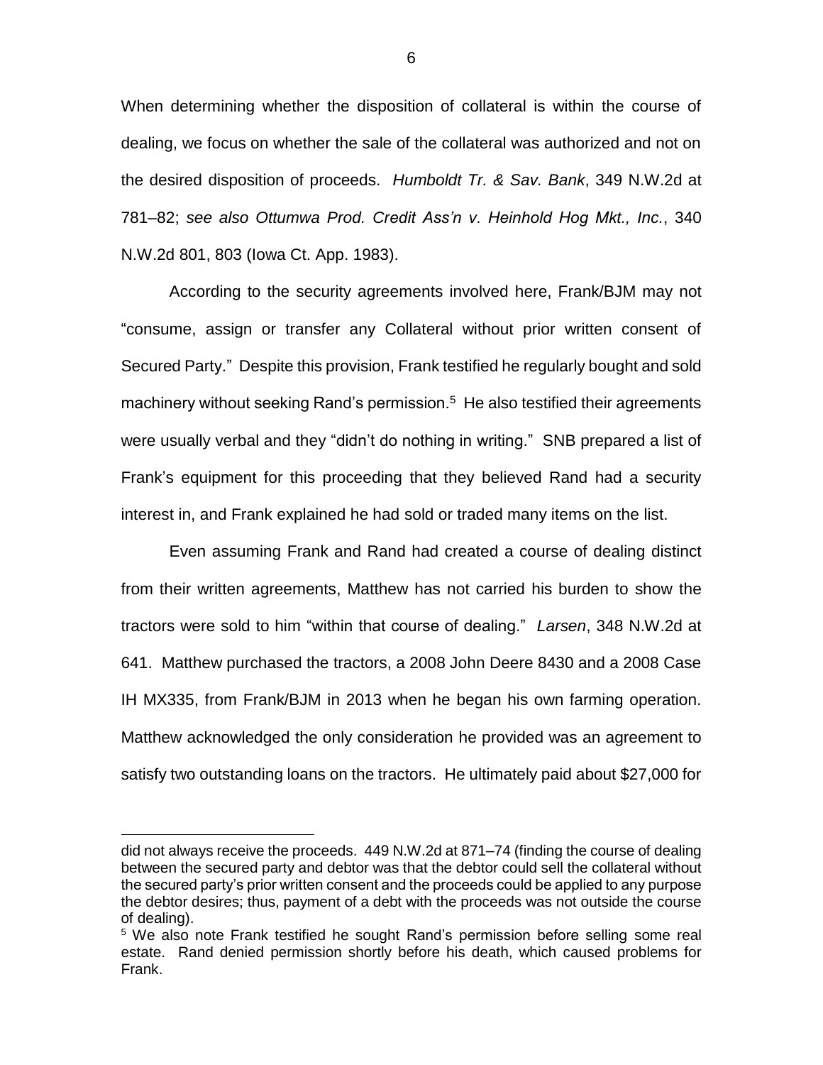When determining whether the disposition of collateral is within the course of dealing, we focus on whether the sale of the collateral was authorized and not on the desired disposition of proceeds. *Humboldt Tr. & Sav. Bank*, 349 N.W.2d at 781–82; *see also Ottumwa Prod. Credit Ass'n v. Heinhold Hog Mkt., Inc.*, 340 N.W.2d 801, 803 (Iowa Ct. App. 1983).

According to the security agreements involved here, Frank/BJM may not "consume, assign or transfer any Collateral without prior written consent of Secured Party." Despite this provision, Frank testified he regularly bought and sold machinery without seeking Rand's permission.[5] He also testified their agreements were usually verbal and they "didn't do nothing in writing." SNB prepared a list of Frank's equipment for this proceeding that they believed Rand had a security interest in, and Frank explained he had sold or traded many items on the list.

Even assuming Frank and Rand had created a course of dealing distinct from their written agreements, Matthew has not carried his burden to show the tractors were sold to him "within that course of dealing." *Larsen*, 348 N.W.2d at 641. Matthew purchased the tractors, a 2008 John Deere 8430 and a 2008 Case IH MX335, from Frank/BJM in 2013 when he began his own farming operation. Matthew acknowledged the only consideration he provided was an agreement to satisfy two outstanding loans on the tractors. He ultimately paid about $27,000 for

---

did not always receive the proceeds. 449 N.W.2d at 871–74 (finding the course of dealing between the secured party and debtor was that the debtor could sell the collateral without the secured party's prior written consent and the proceeds could be applied to any purpose the debtor desires; thus, payment of a debt with the proceeds was not outside the course of dealing).

[5] We also note Frank testified he sought Rand's permission before selling some real estate. Rand denied permission shortly before his death, which caused problems for Frank.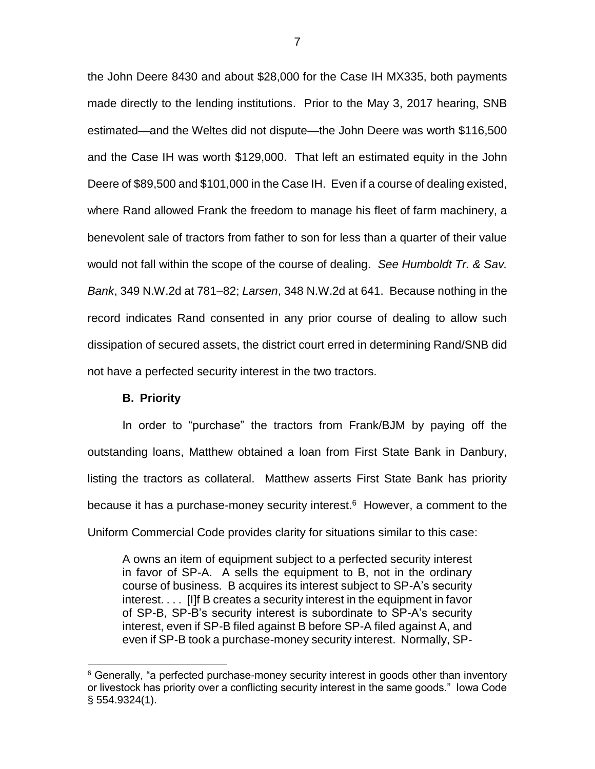the John Deere 8430 and about $28,000 for the Case IH MX335, both payments made directly to the lending institutions. Prior to the May 3, 2017 hearing, SNB estimated—and the Weltes did not dispute—the John Deere was worth $116,500 and the Case IH was worth $129,000. That left an estimated equity in the John Deere of $89,500 and $101,000 in the Case IH. Even if a course of dealing existed, where Rand allowed Frank the freedom to manage his fleet of farm machinery, a benevolent sale of tractors from father to son for less than a quarter of their value would not fall within the scope of the course of dealing. *See Humboldt Tr. & Sav. Bank*, 349 N.W.2d at 781–82; *Larsen*, 348 N.W.2d at 641. Because nothing in the record indicates Rand consented in any prior course of dealing to allow such dissipation of secured assets, the district court erred in determining Rand/SNB did not have a perfected security interest in the two tractors.

### B. Priority

In order to "purchase" the tractors from Frank/BJM by paying off the outstanding loans, Matthew obtained a loan from First State Bank in Danbury, listing the tractors as collateral. Matthew asserts First State Bank has priority because it has a purchase-money security interest.[6] However, a comment to the Uniform Commercial Code provides clarity for situations similar to this case:

> A owns an item of equipment subject to a perfected security interest in favor of SP-A. A sells the equipment to B, not in the ordinary course of business. B acquires its interest subject to SP-A's security interest. . . . [I]f B creates a security interest in the equipment in favor of SP-B, SP-B's security interest is subordinate to SP-A's security interest, even if SP-B filed against B before SP-A filed against A, and even if SP-B took a purchase-money security interest. Normally, SP-

[6] Generally, "a perfected purchase-money security interest in goods other than inventory or livestock has priority over a conflicting security interest in the same goods." Iowa Code § 554.9324(1).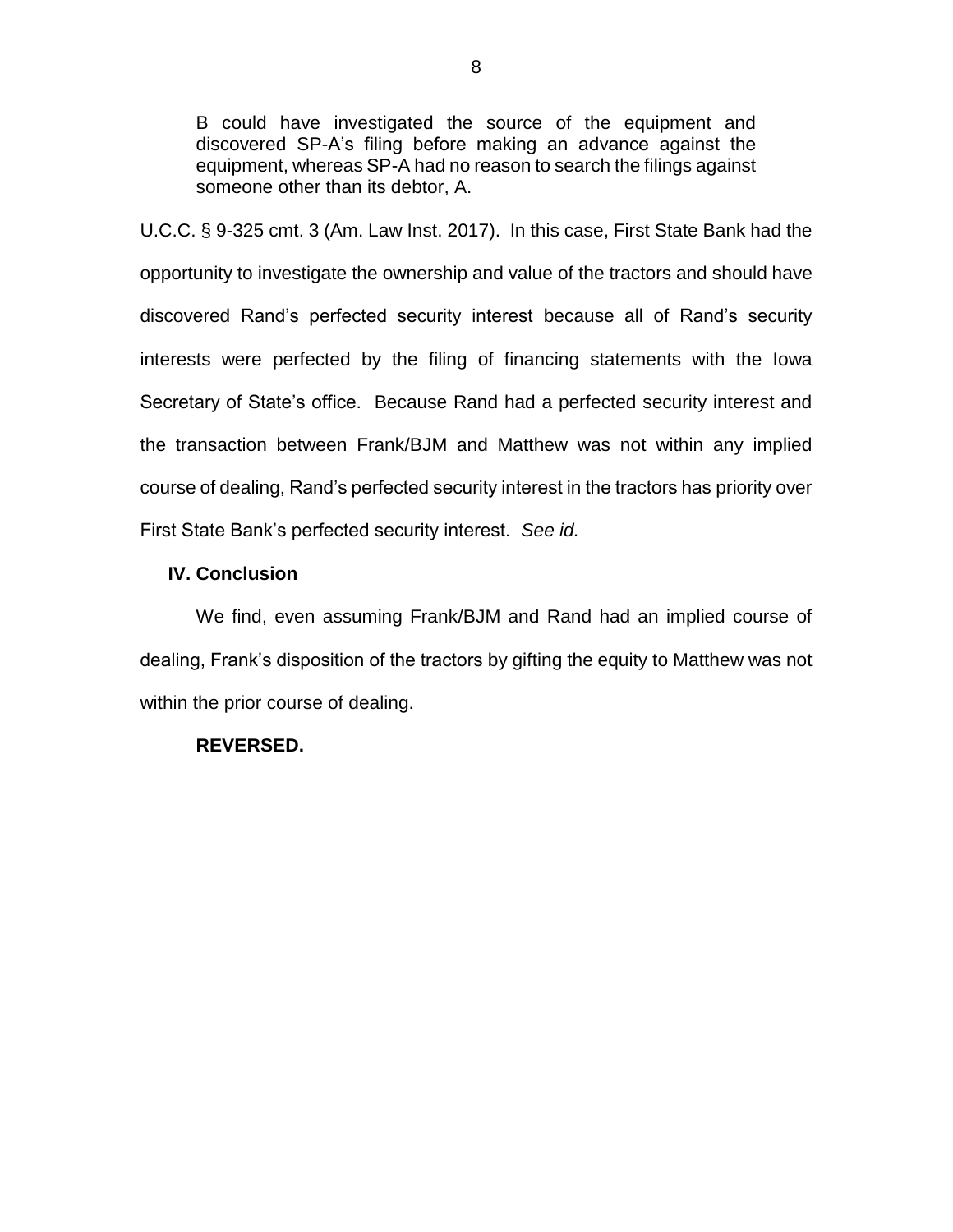> B could have investigated the source of the equipment and discovered SP-A's filing before making an advance against the equipment, whereas SP-A had no reason to search the filings against someone other than its debtor, A.

U.C.C. § 9-325 cmt. 3 (Am. Law Inst. 2017). In this case, First State Bank had the opportunity to investigate the ownership and value of the tractors and should have discovered Rand's perfected security interest because all of Rand's security interests were perfected by the filing of financing statements with the Iowa Secretary of State's office. Because Rand had a perfected security interest and the transaction between Frank/BJM and Matthew was not within any implied course of dealing, Rand's perfected security interest in the tractors has priority over First State Bank's perfected security interest. *See id.*

## IV. Conclusion

We find, even assuming Frank/BJM and Rand had an implied course of dealing, Frank's disposition of the tractors by gifting the equity to Matthew was not within the prior course of dealing.

**REVERSED.**